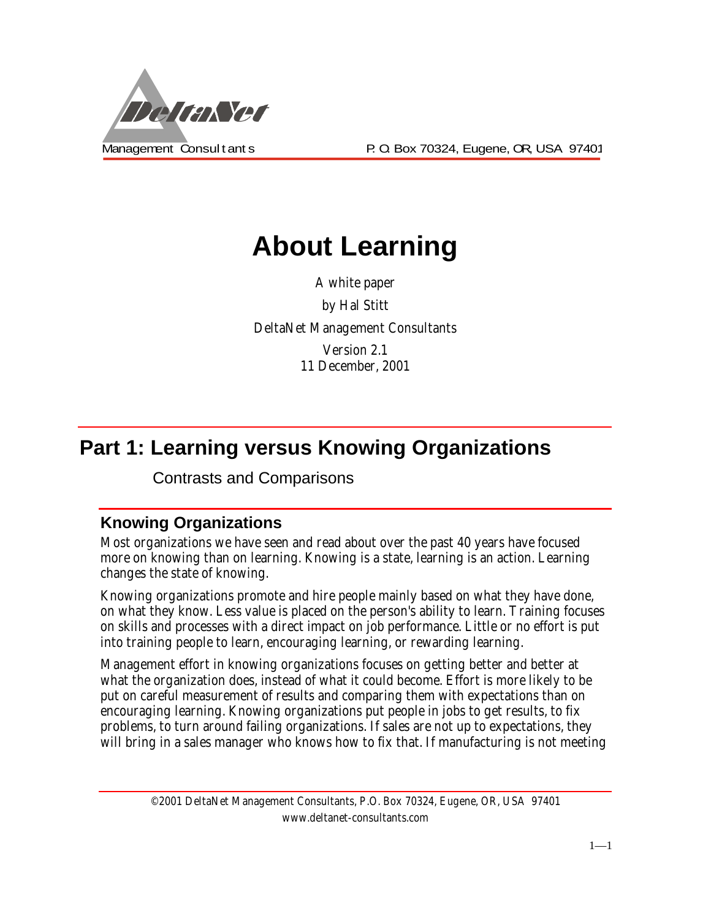DeltaNet

Management Consultants P. O. Box 70324, Eugene, OR, USA 97401

# About Learning

A white paper

by Hal Stitt

DeltaNet Management Consultants

Version 2.1
11 December, 2001

## Part 1: Learning versus Knowing Organizations

Contrasts and Comparisons

### Knowing Organizations

Most organizations we have seen and read about over the past 40 years have focused more on knowing than on learning. Knowing is a state, learning is an action. Learning changes the state of knowing.

Knowing organizations promote and hire people mainly based on what they have done, on what they know. Less value is placed on the person's ability to learn. Training focuses on skills and processes with a direct impact on job performance. Little or no effort is put into training people to learn, encouraging learning, or rewarding learning.

Management effort in knowing organizations focuses on getting better and better at what the organization does, instead of what it could become. Effort is more likely to be put on careful measurement of results and comparing them with expectations than on encouraging learning. Knowing organizations put people in jobs to get results, to fix problems, to turn around failing organizations. If sales are not up to expectations, they will bring in a sales manager who knows how to fix that. If manufacturing is not meeting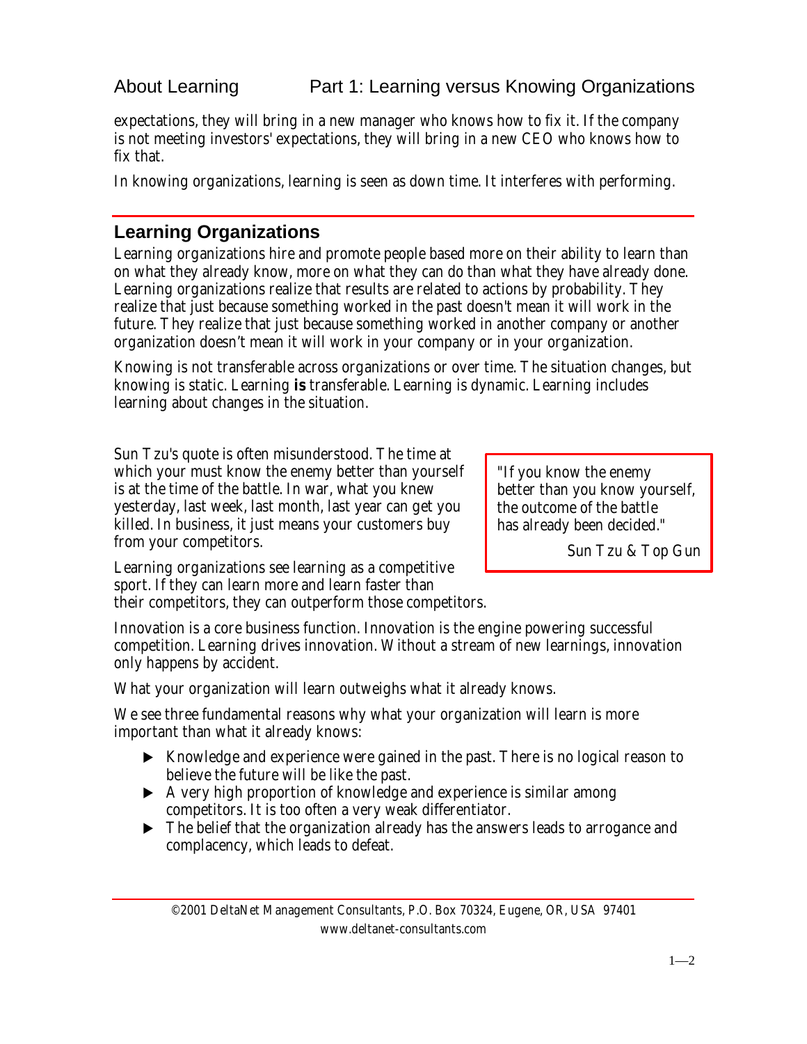expectations, they will bring in a new manager who knows how to fix it. If the company is not meeting investors' expectations, they will bring in a new CEO who knows how to fix that.

In knowing organizations, learning is seen as down time. It interferes with performing.

## Learning Organizations

Learning organizations hire and promote people based more on their ability to learn than on what they already know, more on what they can do than what they have already done. Learning organizations realize that results are related to actions by probability. They realize that just because something worked in the past doesn't mean it will work in the future. They realize that just because something worked in another company or another organization doesn't mean it will work in your company or in your organization.

Knowing is not transferable across organizations or over time. The situation changes, but knowing is static. Learning **is** transferable. Learning is dynamic. Learning includes learning about changes in the situation.

> "If you know the enemy better than you know yourself, the outcome of the battle has already been decided."
>
> Sun Tzu & Top Gun

Sun Tzu's quote is often misunderstood. The time at which your must know the enemy better than yourself is at the time of the battle. In war, what you knew yesterday, last week, last month, last year can get you killed. In business, it just means your customers buy from your competitors.

Learning organizations see learning as a competitive sport. If they can learn more and learn faster than their competitors, they can outperform those competitors.

Innovation is a core business function. Innovation is the engine powering successful competition. Learning drives innovation. Without a stream of new learnings, innovation only happens by accident.

What your organization will learn outweighs what it already knows.

We see three fundamental reasons why what your organization will learn is more important than what it already knows:

- Knowledge and experience were gained in the past. There is no logical reason to believe the future will be like the past.
- A very high proportion of knowledge and experience is similar among competitors. It is too often a very weak differentiator.
- The belief that the organization already has the answers leads to arrogance and complacency, which leads to defeat.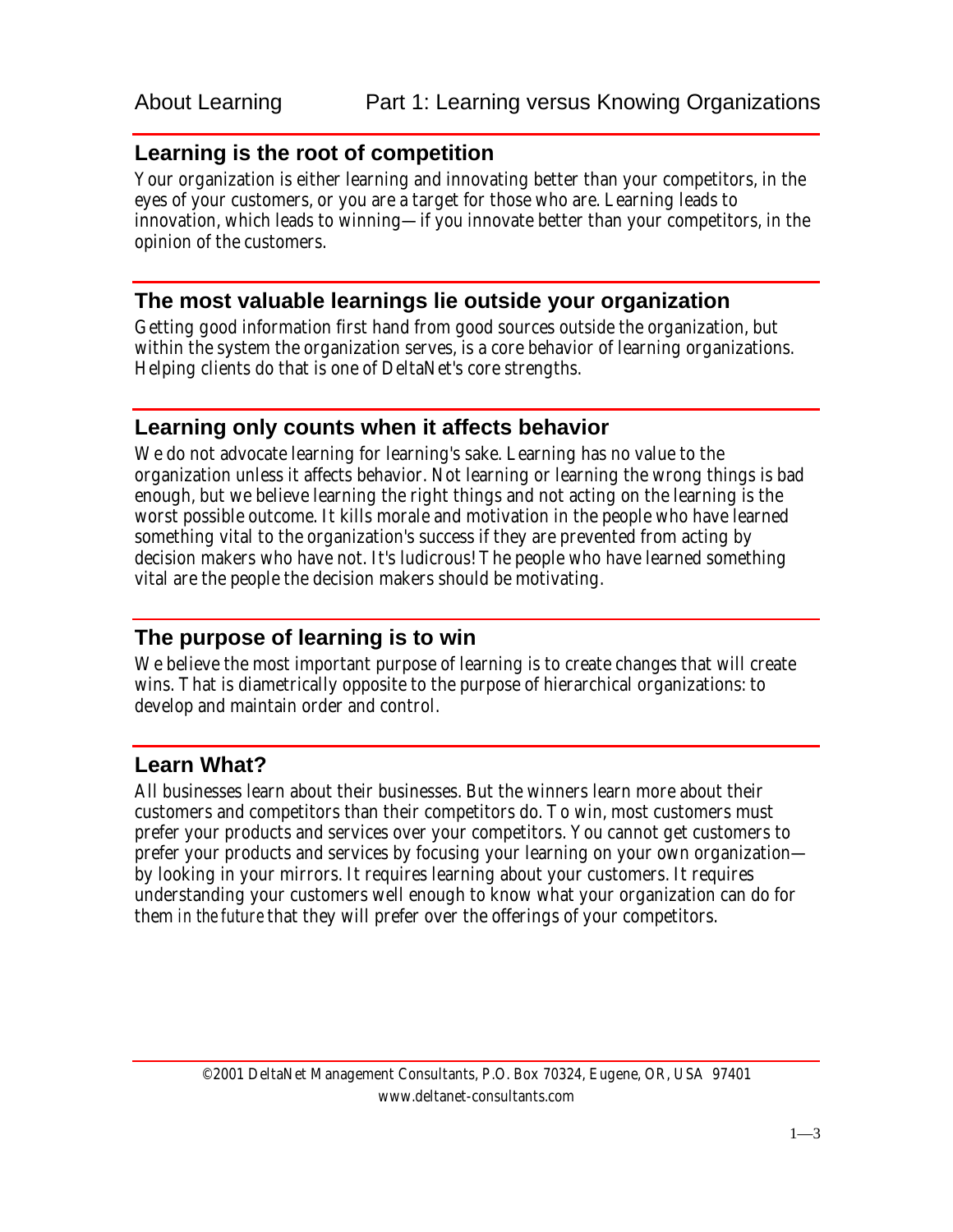## Learning is the root of competition

Your organization is either learning and innovating better than your competitors, in the eyes of your customers, or you are a target for those who are. Learning leads to innovation, which leads to winning—if you innovate better than your competitors, in the opinion of the customers.

## The most valuable learnings lie outside your organization

Getting good information first hand from good sources outside the organization, but within the system the organization serves, is a core behavior of learning organizations. Helping clients do that is one of DeltaNet's core strengths.

## Learning only counts when it affects behavior

We do not advocate learning for learning's sake. Learning has no value to the organization unless it affects behavior. Not learning or learning the wrong things is bad enough, but we believe learning the right things and not acting on the learning is the worst possible outcome. It kills morale and motivation in the people who have learned something vital to the organization's success if they are prevented from acting by decision makers who have not. It's ludicrous! The people who have learned something vital are the people the decision makers should be motivating.

## The purpose of learning is to win

We believe the most important purpose of learning is to create changes that will create wins. That is diametrically opposite to the purpose of hierarchical organizations: to develop and maintain order and control.

## Learn What?

All businesses learn about their businesses. But the winners learn more about their customers and competitors than their competitors do. To win, most customers must prefer your products and services over your competitors. You cannot get customers to prefer your products and services by focusing your learning on your own organization—by looking in your mirrors. It requires learning about your customers. It requires understanding your customers well enough to know what your organization can do for them *in the future* that they will prefer over the offerings of your competitors.

©2001 DeltaNet Management Consultants, P.O. Box 70324, Eugene, OR, USA 97401
www.deltanet-consultants.com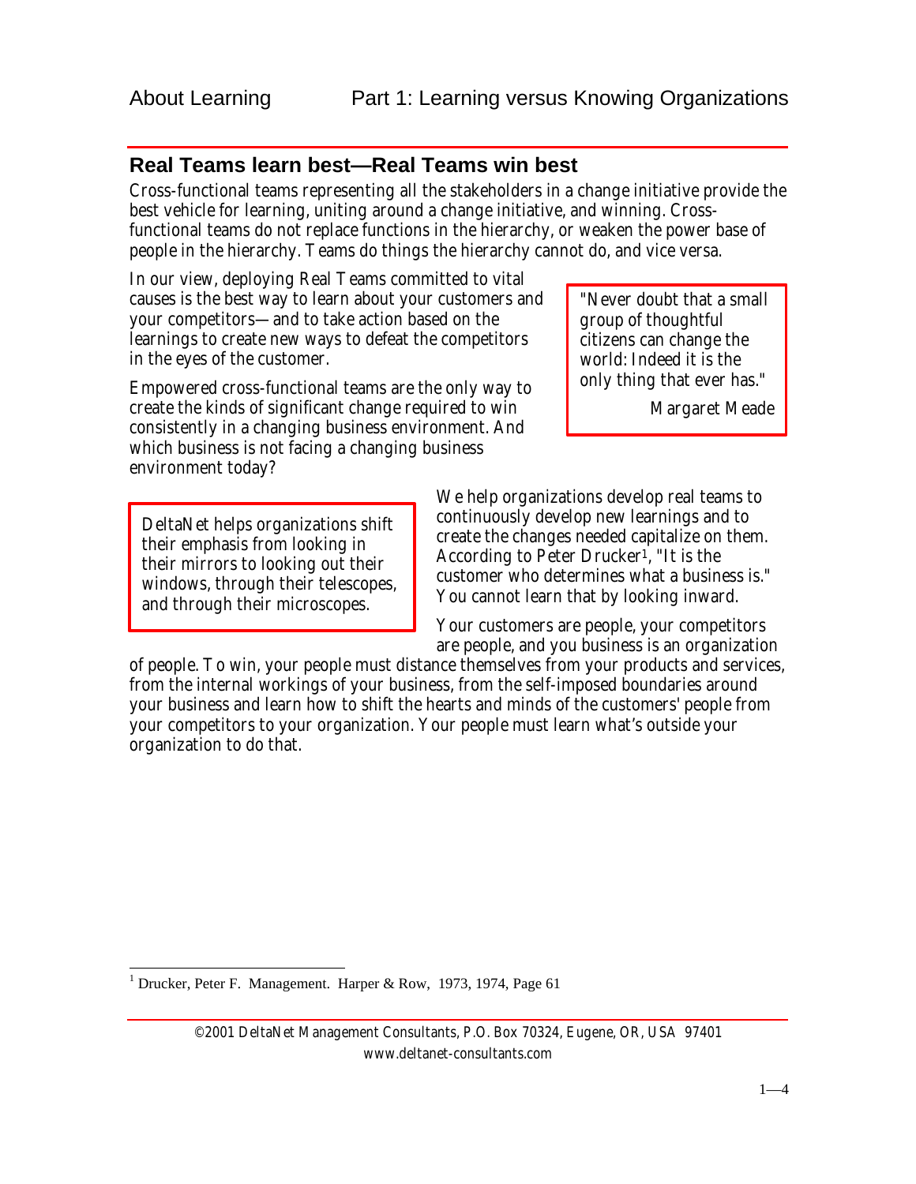## Real Teams learn best—Real Teams win best

Cross-functional teams representing all the stakeholders in a change initiative provide the best vehicle for learning, uniting around a change initiative, and winning. Cross-functional teams do not replace functions in the hierarchy, or weaken the power base of people in the hierarchy. Teams do things the hierarchy cannot do, and vice versa.

In our view, deploying Real Teams committed to vital causes is the best way to learn about your customers and your competitors—and to take action based on the learnings to create new ways to defeat the competitors in the eyes of the customer.

> "Never doubt that a small group of thoughtful citizens can change the world: Indeed it is the only thing that ever has."
>
> Margaret Meade

Empowered cross-functional teams are the only way to create the kinds of significant change required to win consistently in a changing business environment. And which business is not facing a changing business environment today?

> DeltaNet helps organizations shift their emphasis from looking in their mirrors to looking out their windows, through their telescopes, and through their microscopes.

We help organizations develop real teams to continuously develop new learnings and to create the changes needed capitalize on them. According to Peter Drucker[1], "It is the customer who determines what a business is." You cannot learn that by looking inward.

Your customers are people, your competitors are people, and you business is an organization of people. To win, your people must distance themselves from your products and services, from the internal workings of your business, from the self-imposed boundaries around your business and learn how to shift the hearts and minds of the customers' people from your competitors to your organization. Your people must learn what's outside your organization to do that.

---

[1] Drucker, Peter F. Management. Harper & Row, 1973, 1974, Page 61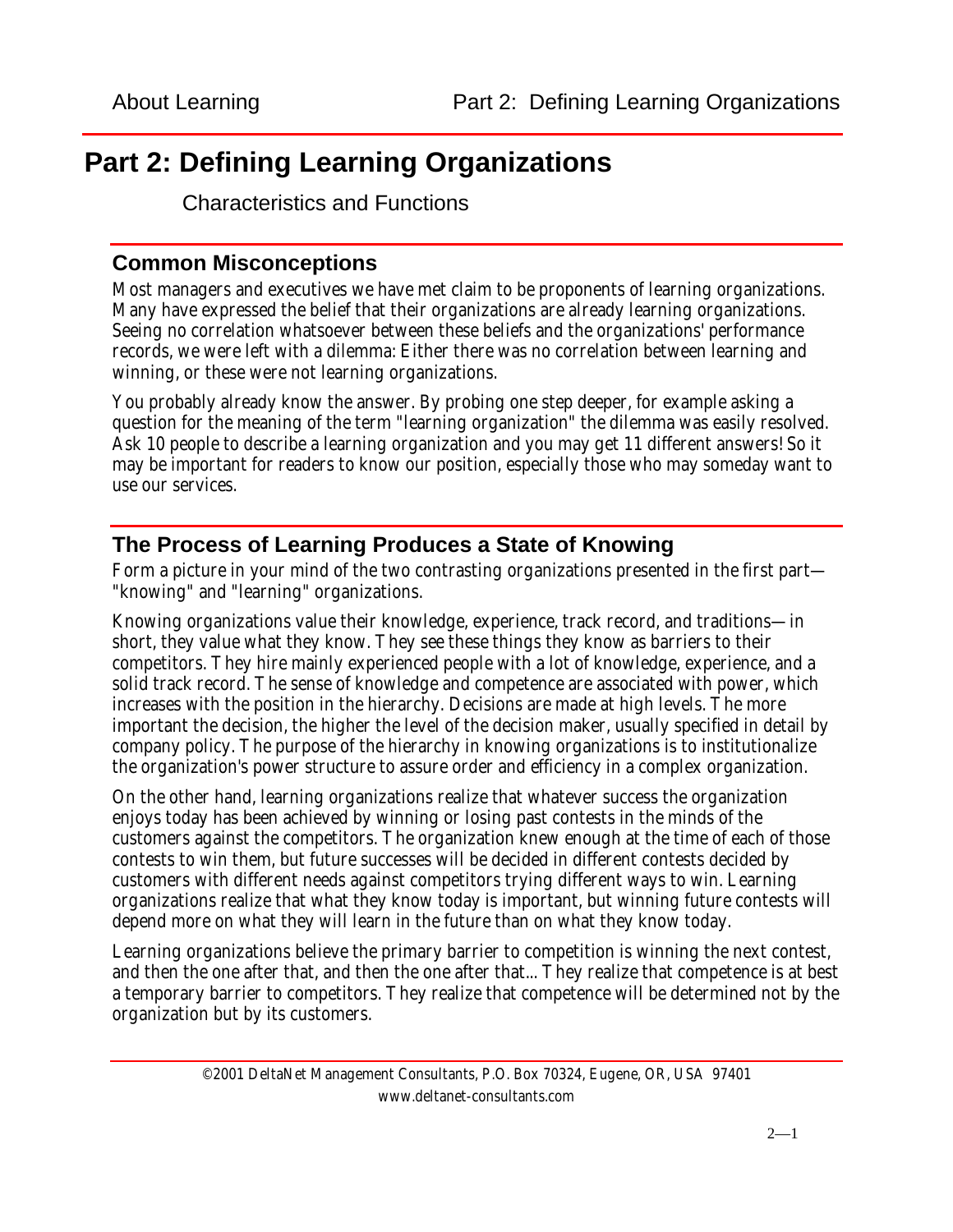# Part 2: Defining Learning Organizations

Characteristics and Functions

## Common Misconceptions

Most managers and executives we have met claim to be proponents of learning organizations. Many have expressed the belief that their organizations are already learning organizations. Seeing no correlation whatsoever between these beliefs and the organizations' performance records, we were left with a dilemma: Either there was no correlation between learning and winning, or these were not learning organizations.

You probably already know the answer. By probing one step deeper, for example asking a question for the meaning of the term "learning organization" the dilemma was easily resolved. Ask 10 people to describe a learning organization and you may get 11 different answers! So it may be important for readers to know our position, especially those who may someday want to use our services.

## The Process of Learning Produces a State of Knowing

Form a picture in your mind of the two contrasting organizations presented in the first part—"knowing" and "learning" organizations.

Knowing organizations value their knowledge, experience, track record, and traditions—in short, they value what they know. They see these things they know as barriers to their competitors. They hire mainly experienced people with a lot of knowledge, experience, and a solid track record. The sense of knowledge and competence are associated with power, which increases with the position in the hierarchy. Decisions are made at high levels. The more important the decision, the higher the level of the decision maker, usually specified in detail by company policy. The purpose of the hierarchy in knowing organizations is to institutionalize the organization's power structure to assure order and efficiency in a complex organization.

On the other hand, learning organizations realize that whatever success the organization enjoys today has been achieved by winning or losing past contests in the minds of the customers against the competitors. The organization knew enough at the time of each of those contests to win them, but future successes will be decided in different contests decided by customers with different needs against competitors trying different ways to win. Learning organizations realize that what they know today is important, but winning future contests will depend more on what they will learn in the future than on what they know today.

Learning organizations believe the primary barrier to competition is winning the next contest, and then the one after that, and then the one after that... They realize that competence is at best a temporary barrier to competitors. They realize that competence will be determined not by the organization but by its customers.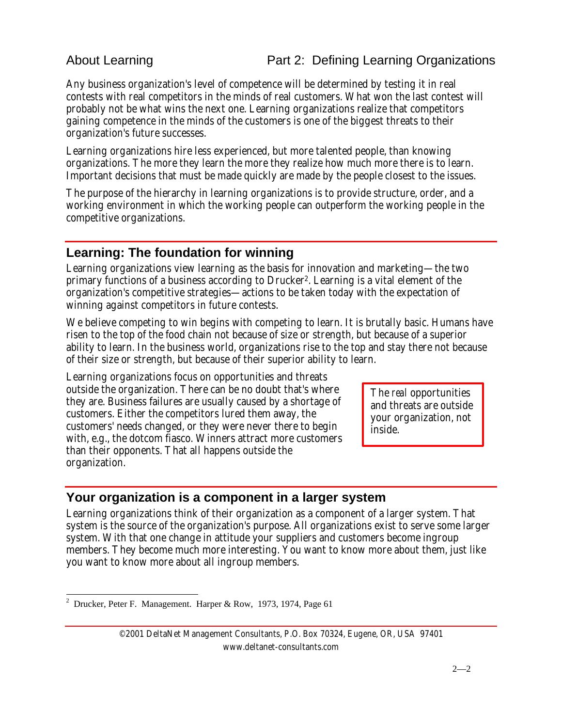Any business organization's level of competence will be determined by testing it in real contests with real competitors in the minds of real customers. What won the last contest will probably not be what wins the next one. Learning organizations realize that competitors gaining competence in the minds of the customers is one of the biggest threats to their organization's future successes.

Learning organizations hire less experienced, but more talented people, than knowing organizations. The more they learn the more they realize how much more there is to learn. Important decisions that must be made quickly are made by the people closest to the issues.

The purpose of the hierarchy in learning organizations is to provide structure, order, and a working environment in which the working people can outperform the working people in the competitive organizations.

## Learning: The foundation for winning

Learning organizations view learning as the basis for innovation and marketing—the two primary functions of a business according to Drucker[2]. Learning is a vital element of the organization's competitive strategies—actions to be taken today with the expectation of winning against competitors in future contests.

We believe competing to win begins with competing to learn. It is brutally basic. Humans have risen to the top of the food chain not because of size or strength, but because of a superior ability to learn. In the business world, organizations rise to the top and stay there not because of their size or strength, but because of their superior ability to learn.

Learning organizations focus on opportunities and threats outside the organization. There can be no doubt that's where they are. Business failures are usually caused by a shortage of customers. Either the competitors lured them away, the customers' needs changed, or they were never there to begin with, e.g., the dotcom fiasco. Winners attract more customers than their opponents. That all happens outside the organization.

> The *real* opportunities and threats are outside your organization, not inside.

## Your organization is a component in a larger system

Learning organizations think of their organization as a component of a larger system. That system is the source of the organization's purpose. All organizations exist to serve some larger system. With that one change in attitude your suppliers and customers become ingroup members. They become much more interesting. You want to know more about them, just like you want to know more about all ingroup members.

---

[2] Drucker, Peter F. Management. Harper & Row, 1973, 1974, Page 61

©2001 DeltaNet Management Consultants, P.O. Box 70324, Eugene, OR, USA 97401
www.deltanet-consultants.com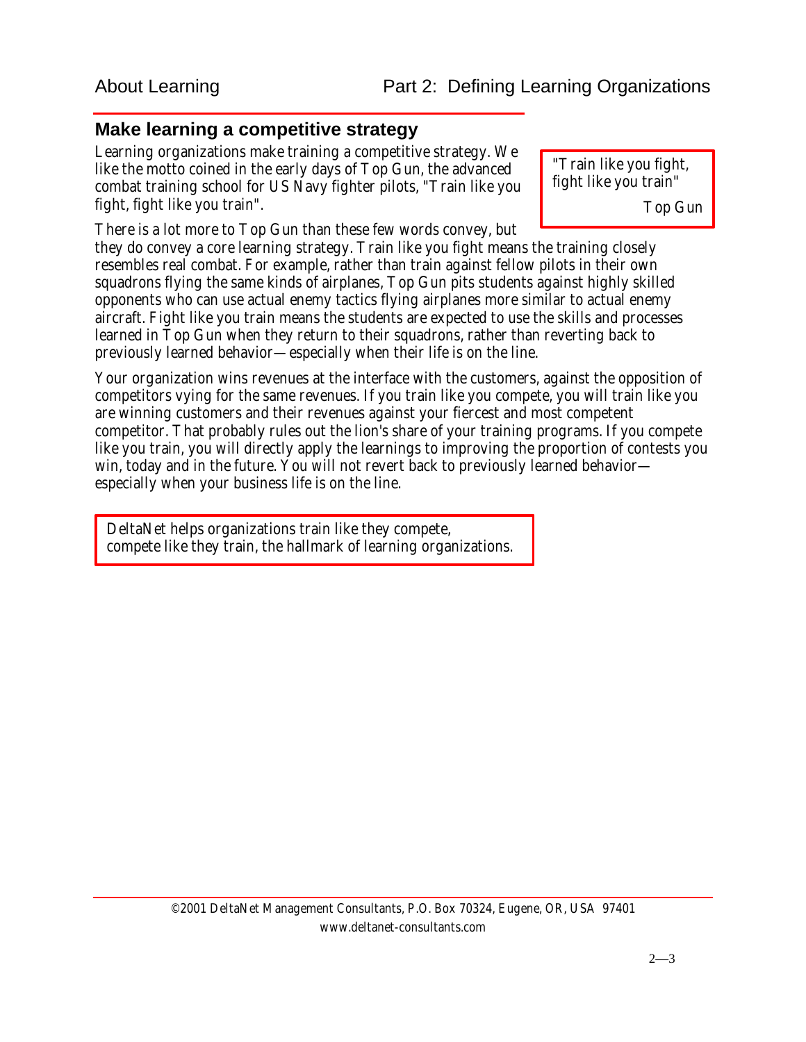## Make learning a competitive strategy

Learning organizations make training a competitive strategy. We like the motto coined in the early days of Top Gun, the advanced combat training school for US Navy fighter pilots, "Train like you fight, fight like you train".

> "Train like you fight, fight like you train"
>
> Top Gun

There is a lot more to Top Gun than these few words convey, but they do convey a core learning strategy. Train like you fight means the training closely resembles real combat. For example, rather than train against fellow pilots in their own squadrons flying the same kinds of airplanes, Top Gun pits students against highly skilled opponents who can use actual enemy tactics flying airplanes more similar to actual enemy aircraft. Fight like you train means the students are expected to use the skills and processes learned in Top Gun when they return to their squadrons, rather than reverting back to previously learned behavior—especially when their life is on the line.

Your organization wins revenues at the interface with the customers, against the opposition of competitors vying for the same revenues. If you train like you compete, you will train like you are winning customers and their revenues against your fiercest and most competent competitor. That probably rules out the lion's share of your training programs. If you compete like you train, you will directly apply the learnings to improving the proportion of contests you win, today and in the future. You will not revert back to previously learned behavior—especially when your business life is on the line.

> DeltaNet helps organizations train like they compete, compete like they train, the hallmark of learning organizations.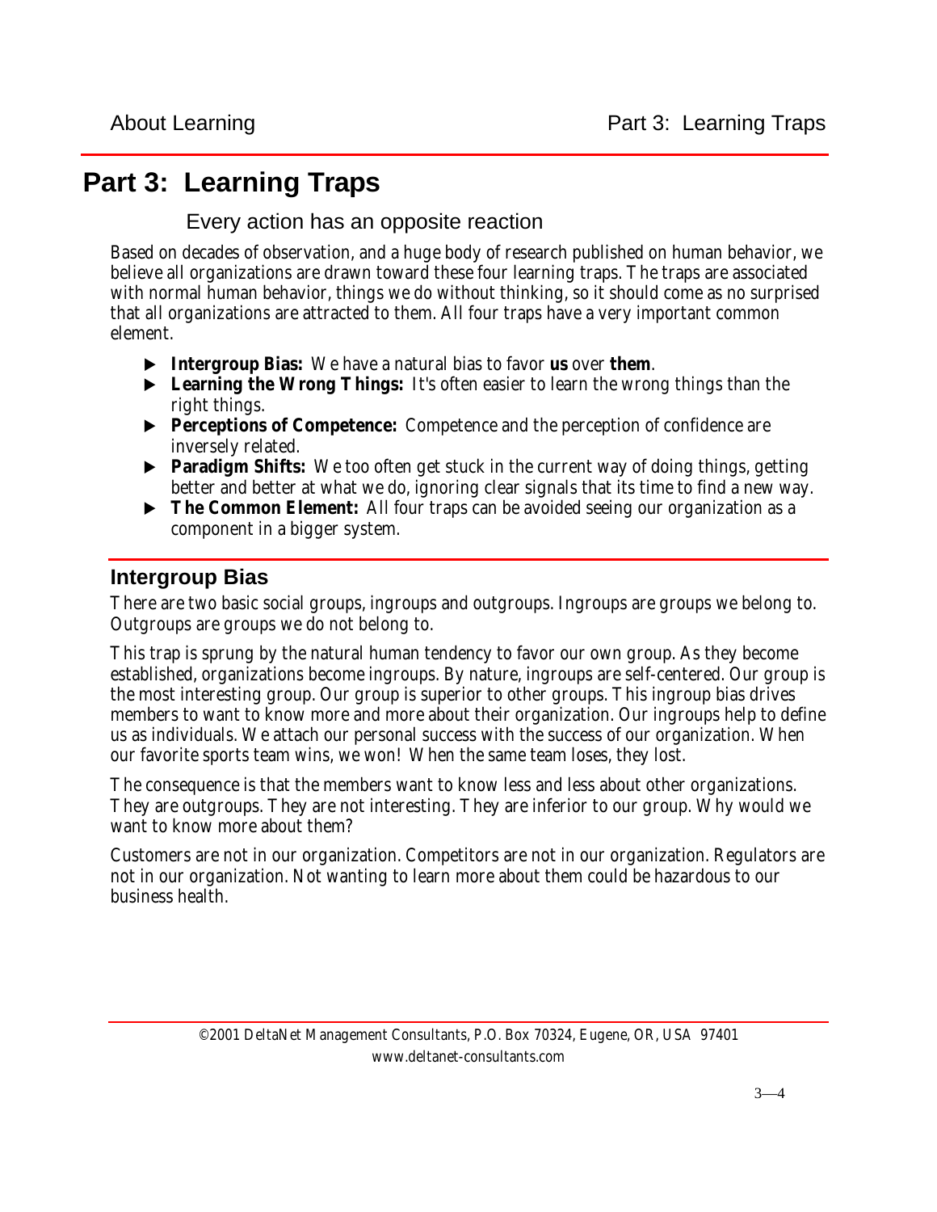# Part 3: Learning Traps

Every action has an opposite reaction

Based on decades of observation, and a huge body of research published on human behavior, we believe all organizations are drawn toward these four learning traps. The traps are associated with normal human behavior, things we do without thinking, so it should come as no surprised that all organizations are attracted to them. All four traps have a very important common element.

- **Intergroup Bias:** We have a natural bias to favor **us** over **them**.
- **Learning the Wrong Things:** It's often easier to learn the wrong things than the right things.
- **Perceptions of Competence:** Competence and the perception of confidence are inversely related.
- **Paradigm Shifts:** We too often get stuck in the current way of doing things, getting better and better at what we do, ignoring clear signals that its time to find a new way.
- **The Common Element:** All four traps can be avoided seeing our organization as a component in a bigger system.

## Intergroup Bias

There are two basic social groups, ingroups and outgroups. Ingroups are groups we belong to. Outgroups are groups we do not belong to.

This trap is sprung by the natural human tendency to favor our own group. As they become established, organizations become ingroups. By nature, ingroups are self-centered. Our group is the most interesting group. Our group is superior to other groups. This ingroup bias drives members to want to know more and more about their organization. Our ingroups help to define us as individuals. We attach our personal success with the success of our organization. When our favorite sports team wins, we won! When the same team loses, they lost.

The consequence is that the members want to know less and less about other organizations. They are outgroups. They are not interesting. They are inferior to our group. Why would we want to know more about them?

Customers are not in our organization. Competitors are not in our organization. Regulators are not in our organization. Not wanting to learn more about them could be hazardous to our business health.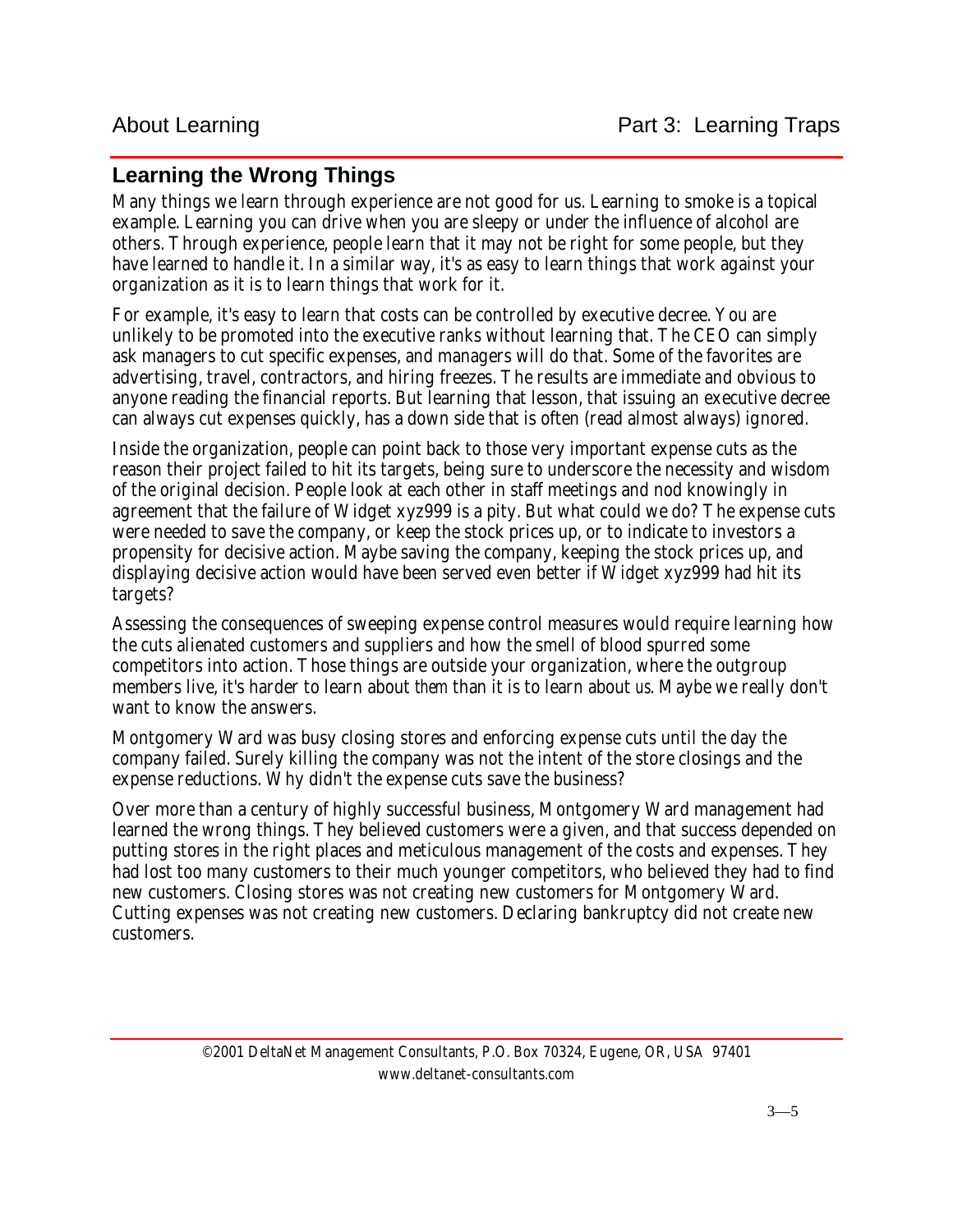## Learning the Wrong Things

Many things we learn through experience are not good for us. Learning to smoke is a topical example. Learning you can drive when you are sleepy or under the influence of alcohol are others. Through experience, people learn that it may not be right for some people, but they have learned to handle it. In a similar way, it's as easy to learn things that work against your organization as it is to learn things that work for it.

For example, it's easy to learn that costs can be controlled by executive decree. You are unlikely to be promoted into the executive ranks without learning that. The CEO can simply ask managers to cut specific expenses, and managers will do that. Some of the favorites are advertising, travel, contractors, and hiring freezes. The results are immediate and obvious to anyone reading the financial reports. But learning that lesson, that issuing an executive decree can always cut expenses quickly, has a down side that is often (read almost always) ignored.

Inside the organization, people can point back to those very important expense cuts as the reason their project failed to hit its targets, being sure to underscore the necessity and wisdom of the original decision. People look at each other in staff meetings and nod knowingly in agreement that the failure of Widget xyz999 is a pity. But what could we do? The expense cuts were needed to save the company, or keep the stock prices up, or to indicate to investors a propensity for decisive action. Maybe saving the company, keeping the stock prices up, and displaying decisive action would have been served even better if Widget xyz999 had hit its targets?

Assessing the consequences of sweeping expense control measures would require learning how the cuts alienated customers and suppliers and how the smell of blood spurred some competitors into action. Those things are outside your organization, where the outgroup members live, it's harder to learn about *them* than it is to learn about *us*. Maybe we really don't want to know the answers.

Montgomery Ward was busy closing stores and enforcing expense cuts until the day the company failed. Surely killing the company was not the intent of the store closings and the expense reductions. Why didn't the expense cuts save the business?

Over more than a century of highly successful business, Montgomery Ward management had learned the wrong things. They believed customers were a given, and that success depended on putting stores in the right places and meticulous management of the costs and expenses. They had lost too many customers to their much younger competitors, who believed they had to find new customers. Closing stores was not creating new customers for Montgomery Ward. Cutting expenses was not creating new customers. Declaring bankruptcy did not create new customers.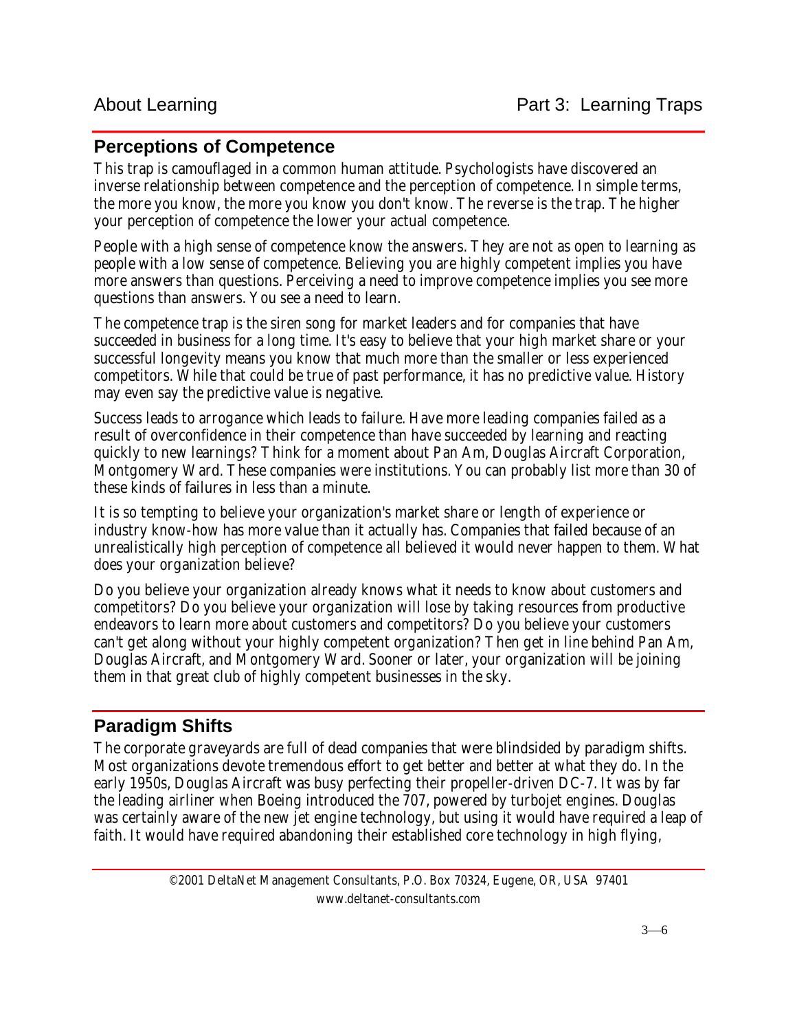## Perceptions of Competence

This trap is camouflaged in a common human attitude. Psychologists have discovered an inverse relationship between competence and the perception of competence. In simple terms, the more you know, the more you know you don't know. The reverse is the trap. The higher your perception of competence the lower your actual competence.

People with a high sense of competence know the answers. They are not as open to learning as people with a low sense of competence. Believing you are highly competent implies you have more answers than questions. Perceiving a need to improve competence implies you see more questions than answers. You see a need to learn.

The competence trap is the siren song for market leaders and for companies that have succeeded in business for a long time. It's easy to believe that your high market share or your successful longevity means you know that much more than the smaller or less experienced competitors. While that could be true of past performance, it has no predictive value. History may even say the predictive value is negative.

Success leads to arrogance which leads to failure. Have more leading companies failed as a result of overconfidence in their competence than have succeeded by learning and reacting quickly to new learnings? Think for a moment about Pan Am, Douglas Aircraft Corporation, Montgomery Ward. These companies were institutions. You can probably list more than 30 of these kinds of failures in less than a minute.

It is so tempting to believe your organization's market share or length of experience or industry know-how has more value than it actually has. Companies that failed because of an unrealistically high perception of competence all believed it would never happen to them. What does your organization believe?

Do you believe your organization already knows what it needs to know about customers and competitors? Do you believe your organization will lose by taking resources from productive endeavors to learn more about customers and competitors? Do you believe your customers can't get along without your highly competent organization? Then get in line behind Pan Am, Douglas Aircraft, and Montgomery Ward. Sooner or later, your organization will be joining them in that great club of highly competent businesses in the sky.

## Paradigm Shifts

The corporate graveyards are full of dead companies that were blindsided by paradigm shifts. Most organizations devote tremendous effort to get better and better at what they do. In the early 1950s, Douglas Aircraft was busy perfecting their propeller-driven DC-7. It was by far the leading airliner when Boeing introduced the 707, powered by turbojet engines. Douglas was certainly aware of the new jet engine technology, but using it would have required a leap of faith. It would have required abandoning their established core technology in high flying,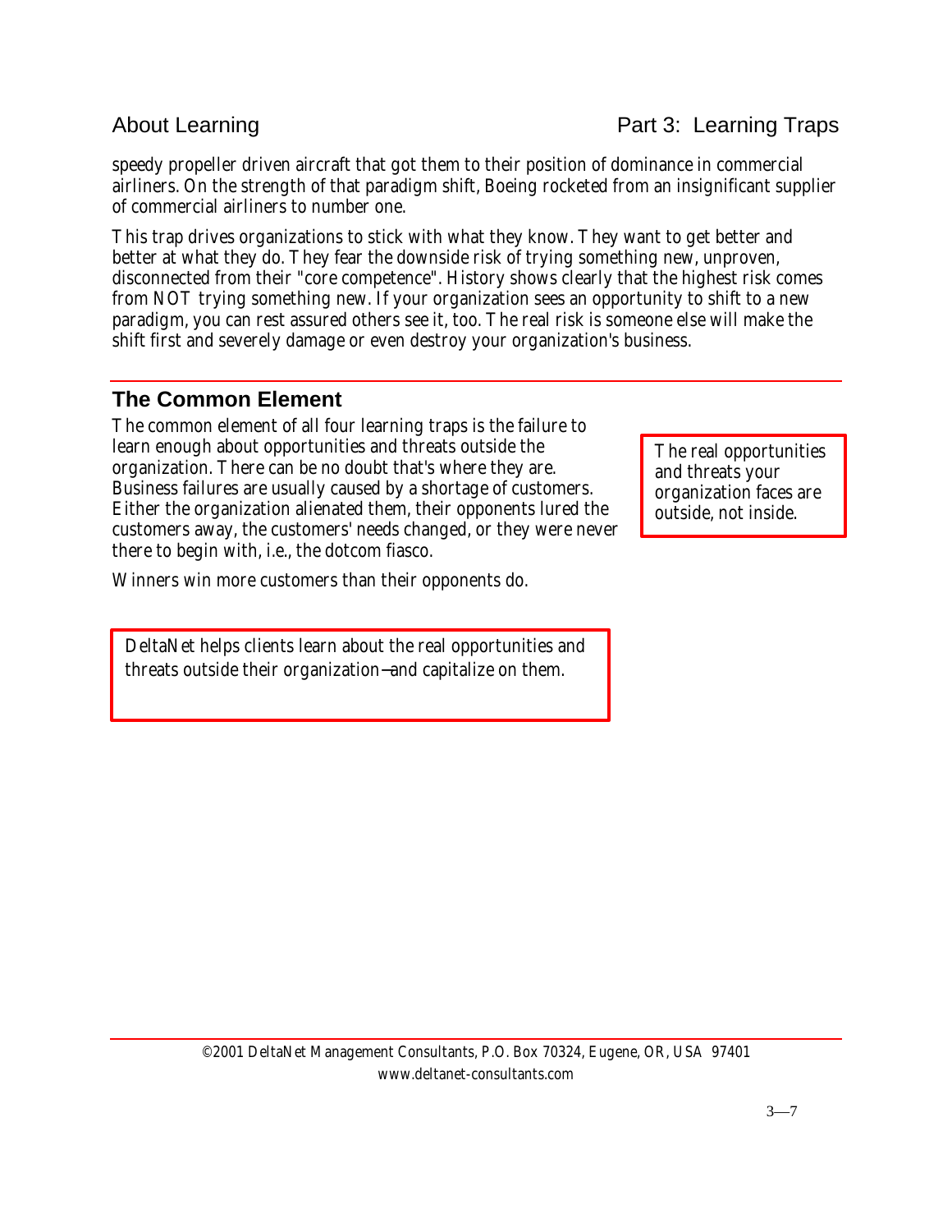speedy propeller driven aircraft that got them to their position of dominance in commercial airliners. On the strength of that paradigm shift, Boeing rocketed from an insignificant supplier of commercial airliners to number one.

This trap drives organizations to stick with what they know. They want to get better and better at what they do. They fear the downside risk of trying something new, unproven, disconnected from their "core competence". History shows clearly that the highest risk comes from NOT trying something new. If your organization sees an opportunity to shift to a new paradigm, you can rest assured others see it, too. The real risk is someone else will make the shift first and severely damage or even destroy your organization's business.

## The Common Element

The common element of all four learning traps is the failure to learn enough about opportunities and threats outside the organization. There can be no doubt that's where they are. Business failures are usually caused by a shortage of customers. Either the organization alienated them, their opponents lured the customers away, the customers' needs changed, or they were never there to begin with, i.e., the dotcom fiasco.

> The real opportunities and threats your organization faces are outside, not inside.

Winners win more customers than their opponents do.

> DeltaNet helps clients learn about the real opportunities and threats outside their organization—and capitalize on them.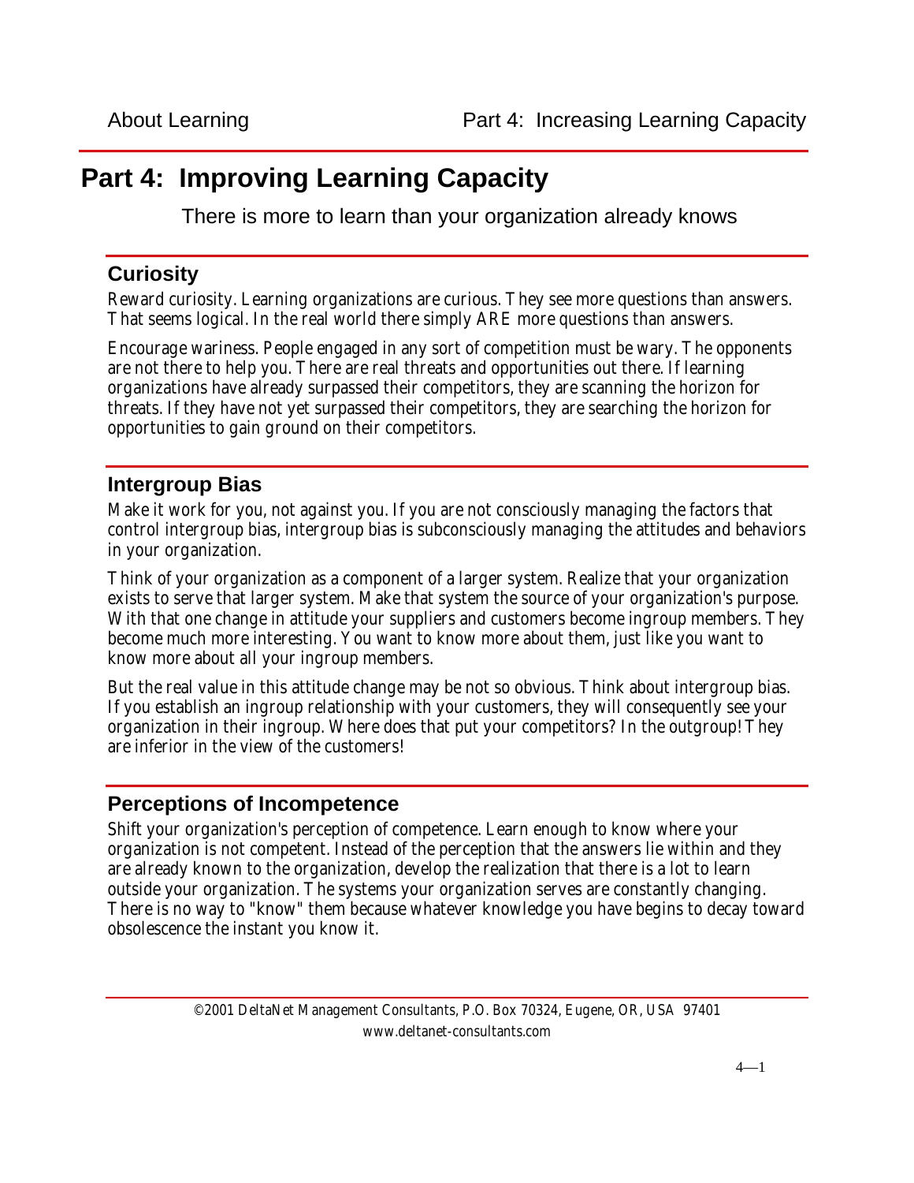# Part 4: Improving Learning Capacity

There is more to learn than your organization already knows

## Curiosity

Reward curiosity. Learning organizations are curious. They see more questions than answers. That seems logical. In the real world there simply ARE more questions than answers.

Encourage wariness. People engaged in any sort of competition must be wary. The opponents are not there to help you. There are real threats and opportunities out there. If learning organizations have already surpassed their competitors, they are scanning the horizon for threats. If they have not yet surpassed their competitors, they are searching the horizon for opportunities to gain ground on their competitors.

## Intergroup Bias

Make it work for you, not against you. If you are not consciously managing the factors that control intergroup bias, intergroup bias is subconsciously managing the attitudes and behaviors in your organization.

Think of your organization as a component of a larger system. Realize that your organization exists to serve that larger system. Make that system the source of your organization's purpose. With that one change in attitude your suppliers and customers become ingroup members. They become much more interesting. You want to know more about them, just like you want to know more about all your ingroup members.

But the real value in this attitude change may be not so obvious. Think about intergroup bias. If you establish an ingroup relationship with your customers, they will consequently see your organization in their ingroup. Where does that put your competitors? In the outgroup! They are inferior in the view of the customers!

## Perceptions of Incompetence

Shift your organization's perception of competence. Learn enough to know where your organization is not competent. Instead of the perception that the answers lie within and they are already known to the organization, develop the realization that there is a lot to learn outside your organization. The systems your organization serves are constantly changing. There is no way to "know" them because whatever knowledge you have begins to decay toward obsolescence the instant you know it.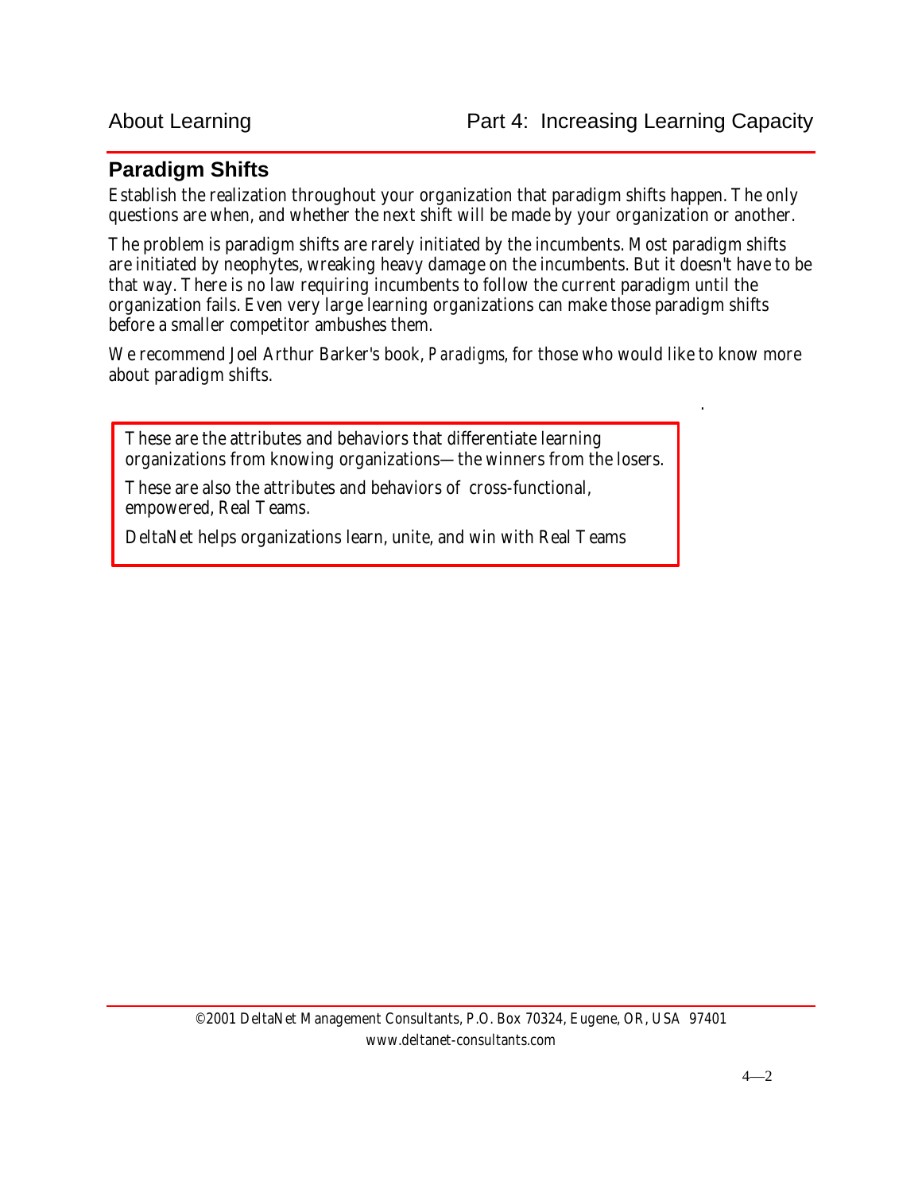## Paradigm Shifts

Establish the realization throughout your organization that paradigm shifts happen. The only questions are when, and whether the next shift will be made by your organization or another.

The problem is paradigm shifts are rarely initiated by the incumbents. Most paradigm shifts are initiated by neophytes, wreaking heavy damage on the incumbents. But it doesn't have to be that way. There is no law requiring incumbents to follow the current paradigm until the organization fails. Even very large learning organizations can make those paradigm shifts before a smaller competitor ambushes them.

We recommend Joel Arthur Barker's book, *Paradigms*, for those who would like to know more about paradigm shifts.

These are the attributes and behaviors that differentiate learning organizations from knowing organizations—the winners from the losers.

These are also the attributes and behaviors of cross-functional, empowered, Real Teams.

DeltaNet helps organizations learn, unite, and win with Real Teams

©2001 DeltaNet Management Consultants, P.O. Box 70324, Eugene, OR, USA 97401
www.deltanet-consultants.com